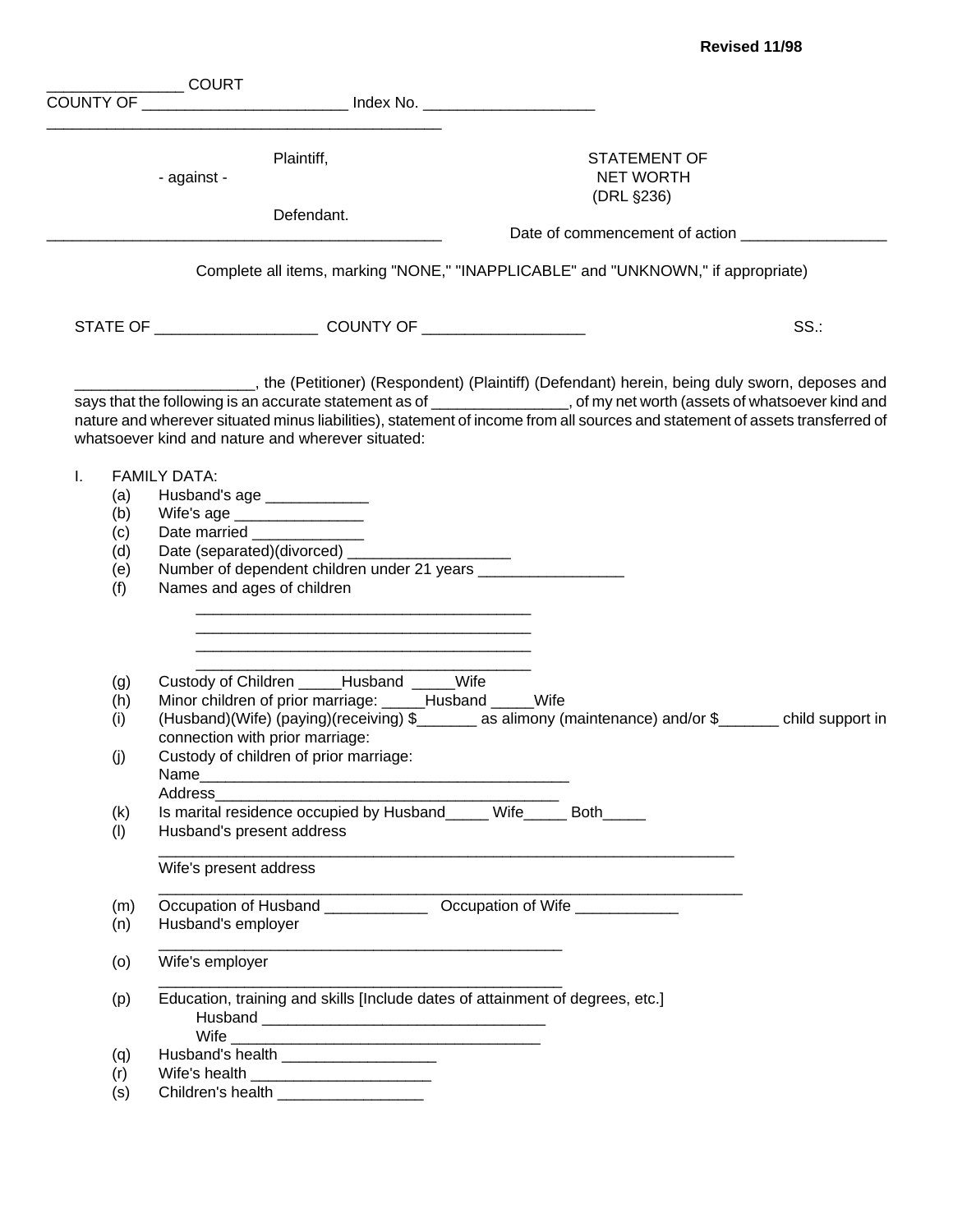Revised 11/98

_______________ COURT
COUNTY OF ______________________ Index No. ___________________

_____________________________________________

Plaintiff,

- against -

Defendant.

_____________________________________________

**STATEMENT OF NET WORTH (DRL §236)**

Date of commencement of action ________________

Complete all items, marking "NONE," "INAPPLICABLE" and "UNKNOWN," if appropriate)

STATE OF __________________ COUNTY OF __________________ SS.:

____________________, the (Petitioner) (Respondent) (Plaintiff) (Defendant) herein, being duly sworn, deposes and says that the following is an accurate statement as of _______________, of my net worth (assets of whatsoever kind and nature and wherever situated minus liabilities), statement of income from all sources and statement of assets transferred of whatsoever kind and nature and wherever situated:

I. FAMILY DATA:

(a) Husband's age ___________
(b) Wife's age ______________
(c) Date married ____________
(d) Date (separated)(divorced) __________________
(e) Number of dependent children under 21 years ________________
(f) Names and ages of children
_____________________________________
_____________________________________
_____________________________________
_____________________________________
(g) Custody of Children _____Husband _____Wife
(h) Minor children of prior marriage: _____Husband _____Wife
(i) (Husband)(Wife) (paying)(receiving) $_______ as alimony (maintenance) and/or $_______ child support in connection with prior marriage:
(j) Custody of children of prior marriage:
Name________________________________________
Address______________________________________
(k) Is marital residence occupied by Husband_____ Wife_____ Both_____
(l) Husband's present address
_________________________________________________________________
Wife's present address
_________________________________________________________________
(m) Occupation of Husband ___________ Occupation of Wife ___________
(n) Husband's employer
_____________________________________________
(o) Wife's employer
_____________________________________________
(p) Education, training and skills [Include dates of attainment of degrees, etc.]
Husband _______________________________
Wife __________________________________
(q) Husband's health _________________
(r) Wife's health ____________________
(s) Children's health ________________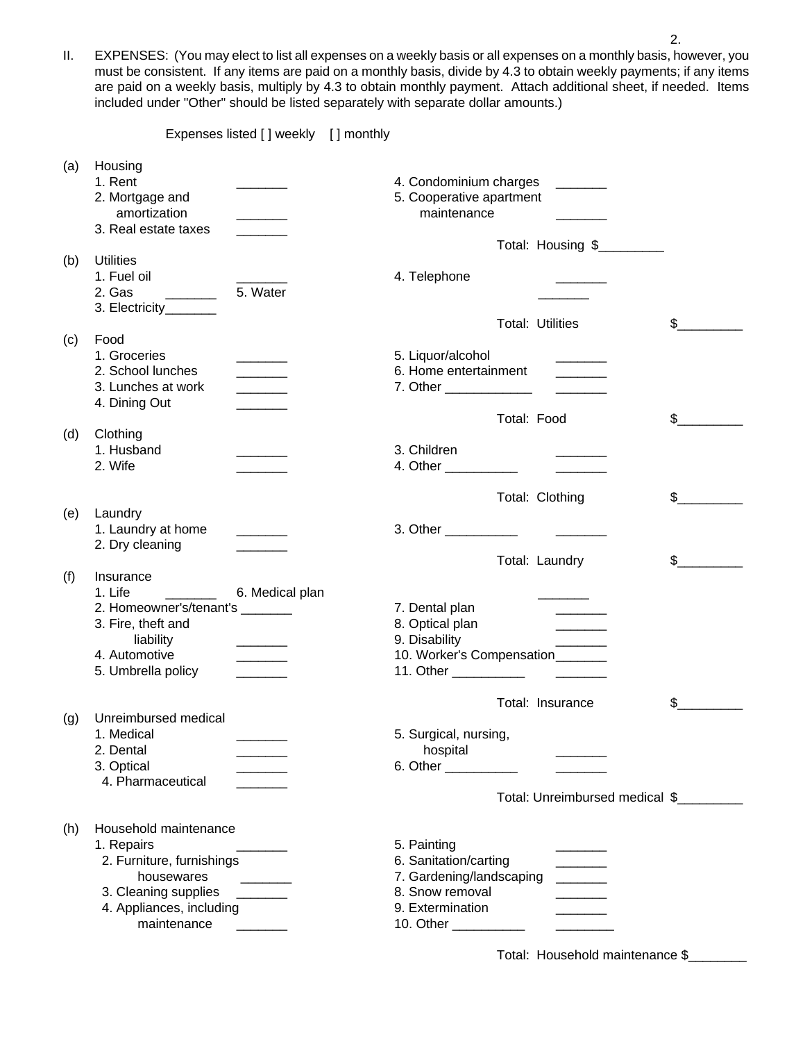II. EXPENSES: (You may elect to list all expenses on a weekly basis or all expenses on a monthly basis, however, you must be consistent. If any items are paid on a monthly basis, divide by 4.3 to obtain weekly payments; if any items are paid on a weekly basis, multiply by 4.3 to obtain monthly payment. Attach additional sheet, if needed. Items included under "Other" should be listed separately with separate dollar amounts.)

Expenses listed [ ] weekly [ ] monthly

(a) Housing

1. Rent _______
2. Mortgage and amortization _______
3. Real estate taxes _______
4. Condominium charges _______
5. Cooperative apartment maintenance _______

Total: Housing $_________

(b) Utilities

1. Fuel oil _______
2. Gas _______
3. Electricity_______
4. Telephone _______
5. Water _______

Total: Utilities $_________

(c) Food

1. Groceries _______
2. School lunches _______
3. Lunches at work _______
4. Dining Out _______
5. Liquor/alcohol _______
6. Home entertainment _______
7. Other ____________ _______

Total: Food $_________

(d) Clothing

1. Husband _______
2. Wife _______
3. Children _______
4. Other __________ _______

Total: Clothing $_________

(e) Laundry

1. Laundry at home _______
2. Dry cleaning _______
3. Other __________ _______

Total: Laundry $_________

(f) Insurance

1. Life _______
2. Homeowner's/tenant's _______
3. Fire, theft and liability _______
4. Automotive _______
5. Umbrella policy _______
6. Medical plan _______
7. Dental plan _______
8. Optical plan _______
9. Disability _______
10. Worker's Compensation_______
11. Other __________ _______

Total: Insurance $_________

(g) Unreimbursed medical

1. Medical _______
2. Dental _______
3. Optical _______
4. Pharmaceutical _______
5. Surgical, nursing, hospital _______
6. Other __________ _______

Total: Unreimbursed medical $_________

(h) Household maintenance

1. Repairs _______
2. Furniture, furnishings housewares _______
3. Cleaning supplies _______
4. Appliances, including maintenance _______
5. Painting _______
6. Sanitation/carting _______
7. Gardening/landscaping _______
8. Snow removal _______
9. Extermination _______
10. Other __________ ________

Total: Household maintenance $________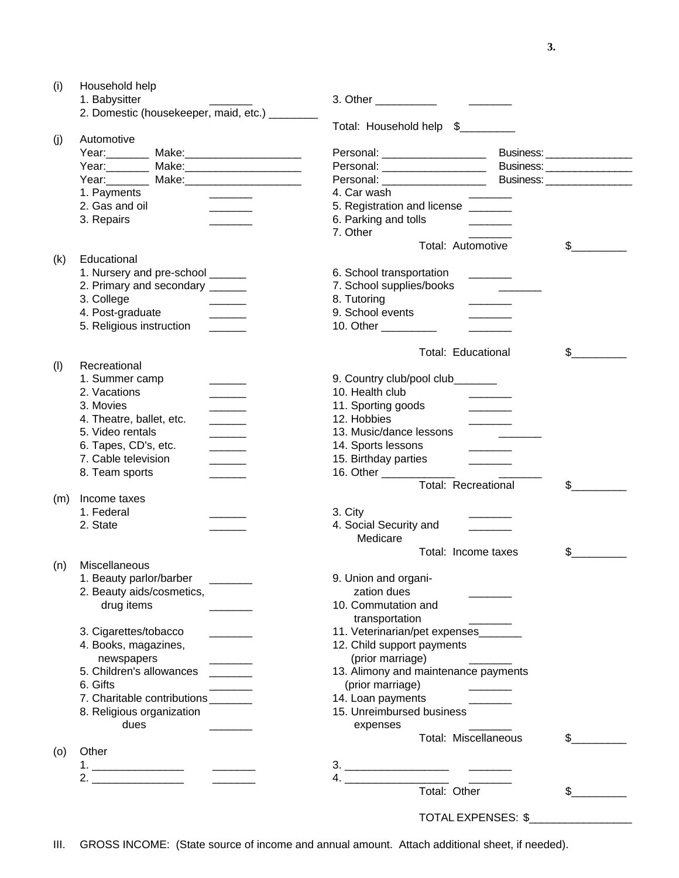(i) Household help

1. Babysitter _______
2. Domestic (housekeeper, maid, etc.) ________
3. Other __________ _______

Total: Household help $_________

(j) Automotive

Year:_______ Make:___________________ Personal: _________________ Business: ______________
Year:_______ Make:___________________ Personal: _________________ Business: ______________
Year:_______ Make:___________________ Personal: _________________ Business: ______________

1. Payments _______
2. Gas and oil _______
3. Repairs _______
4. Car wash _______
5. Registration and license _______
6. Parking and tolls _______
7. Other _______

Total: Automotive $_________

(k) Educational

1. Nursery and pre-school ______
2. Primary and secondary ______
3. College ______
4. Post-graduate ______
5. Religious instruction ______
6. School transportation _______
7. School supplies/books _______
8. Tutoring _______
9. School events _______
10. Other _________ _______

Total: Educational $_________

(l) Recreational

1. Summer camp ______
2. Vacations ______
3. Movies ______
4. Theatre, ballet, etc. ______
5. Video rentals ______
6. Tapes, CD's, etc. ______
7. Cable television ______
8. Team sports ______
9. Country club/pool club_______
10. Health club _______
11. Sporting goods _______
12. Hobbies _______
13. Music/dance lessons _______
14. Sports lessons _______
15. Birthday parties _______
16. Other ____________ _______

Total: Recreational $_________

(m) Income taxes

1. Federal ______
2. State ______
3. City _______
4. Social Security and Medicare _______

Total: Income taxes $_________

(n) Miscellaneous

1. Beauty parlor/barber _______
2. Beauty aids/cosmetics, drug items _______
3. Cigarettes/tobacco _______
4. Books, magazines, newspapers _______
5. Children's allowances _______
6. Gifts _______
7. Charitable contributions _______
8. Religious organization dues _______
9. Union and organization dues _______
10. Commutation and transportation _______
11. Veterinarian/pet expenses_______
12. Child support payments (prior marriage) _______
13. Alimony and maintenance payments (prior marriage) _______
14. Loan payments _______
15. Unreimbursed business expenses _______

Total: Miscellaneous $_________

(o) Other

1. _______________ _______
2. _______________ _______
3. _________________ _______
4. _________________ _______

Total: Other $_________

TOTAL EXPENSES: $_________________

III. GROSS INCOME: (State source of income and annual amount. Attach additional sheet, if needed).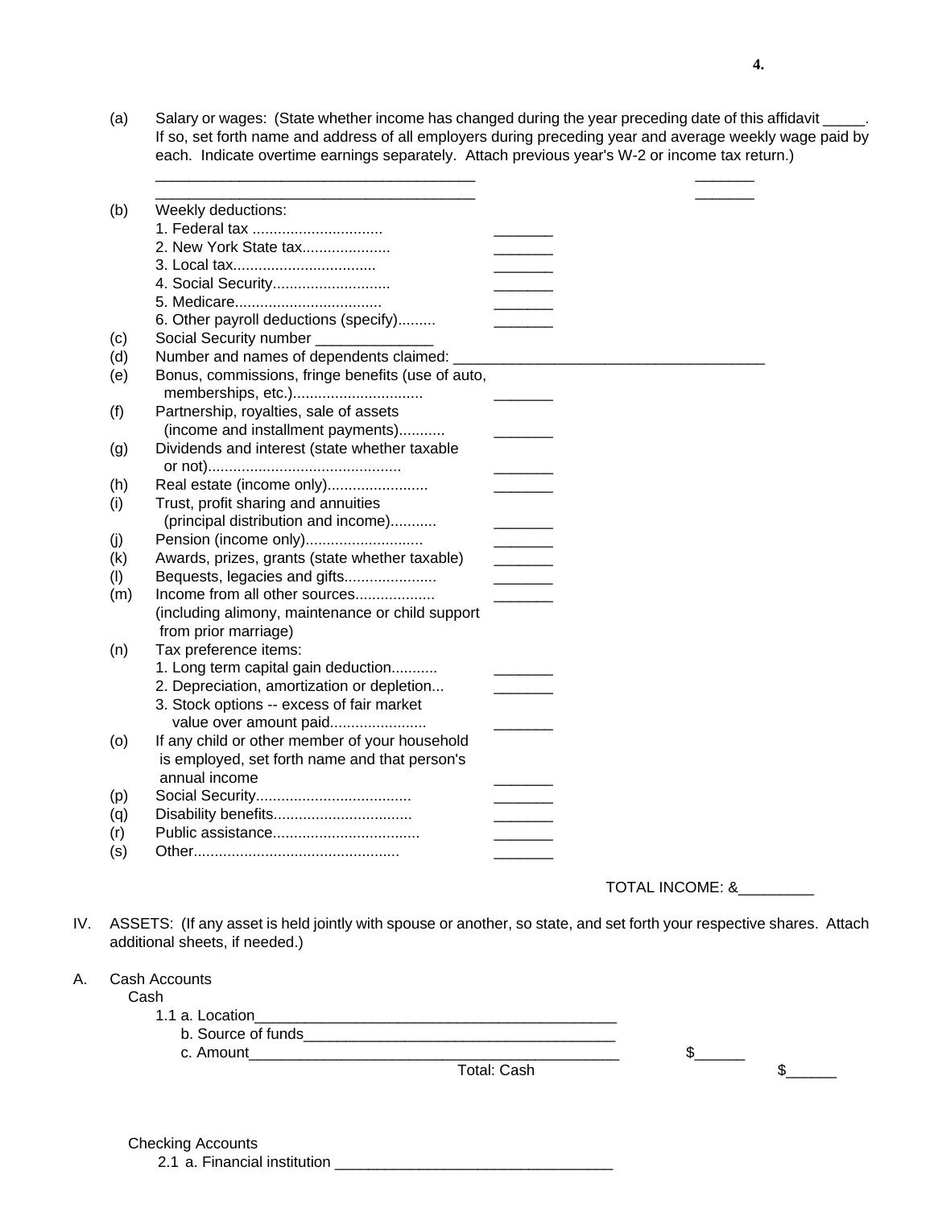(a) Salary or wages: (State whether income has changed during the year preceding date of this affidavit _____. If so, set forth name and address of all employers during preceding year and average weekly wage paid by each. Indicate overtime earnings separately. Attach previous year's W-2 or income tax return.)

_______________________________________ _______

_______________________________________ _______

(b) Weekly deductions:

1. Federal tax ............................... _______
2. New York State tax..................... _______
3. Local tax.................................. _______
4. Social Security............................ _______
5. Medicare................................... _______
6. Other payroll deductions (specify)......... _______

(c) Social Security number ______________

(d) Number and names of dependents claimed: ______________________________________

(e) Bonus, commissions, fringe benefits (use of auto, memberships, etc.)............................... _______

(f) Partnership, royalties, sale of assets (income and installment payments)........... _______

(g) Dividends and interest (state whether taxable or not).............................................. _______

(h) Real estate (income only)........................ _______

(i) Trust, profit sharing and annuities (principal distribution and income)........... _______

(j) Pension (income only)............................ _______

(k) Awards, prizes, grants (state whether taxable) _______

(l) Bequests, legacies and gifts...................... _______

(m) Income from all other sources................... _______ (including alimony, maintenance or child support from prior marriage)

(n) Tax preference items:

1. Long term capital gain deduction........... _______
2. Depreciation, amortization or depletion... _______
3. Stock options -- excess of fair market value over amount paid....................... _______

(o) If any child or other member of your household is employed, set forth name and that person's annual income _______

(p) Social Security..................................... _______

(q) Disability benefits................................. _______

(r) Public assistance................................... _______

(s) Other................................................. _______

TOTAL INCOME: &_________

IV. ASSETS: (If any asset is held jointly with spouse or another, so state, and set forth your respective shares. Attach additional sheets, if needed.)

A. Cash Accounts

Cash

1.1 a. Location_____________________________________________

b. Source of funds________________________________________

c. Amount______________________________________________ $______

Total: Cash $______

Checking Accounts

2.1 a. Financial institution _________________________________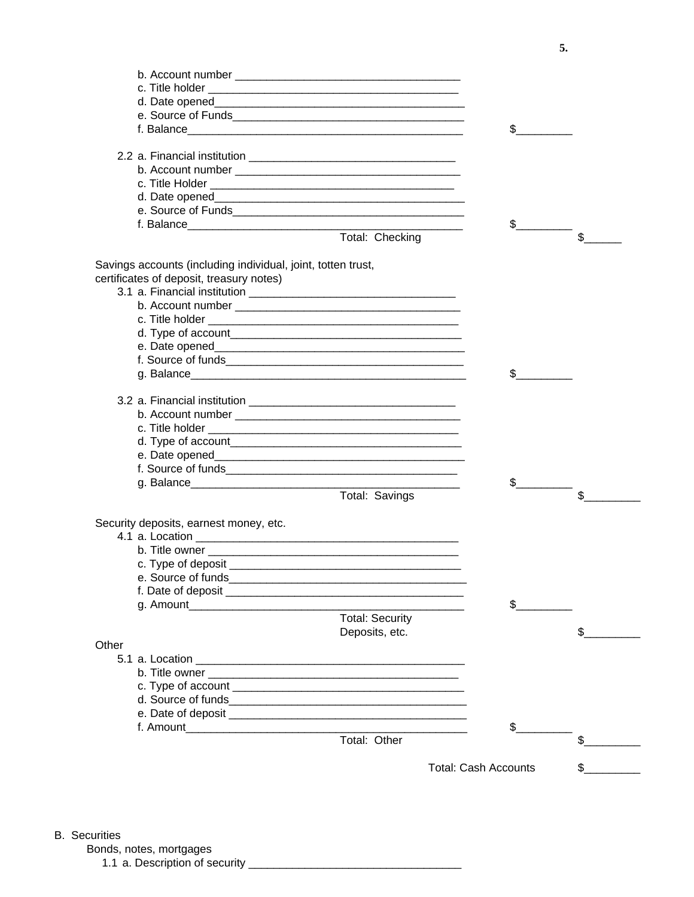b. Account number ____________________________________
c. Title holder ________________________________________
d. Date opened________________________________________
e. Source of Funds______________________________________
f. Balance_____________________________________________ $_________

2.2 a. Financial institution _________________________________
b. Account number ____________________________________
c. Title Holder ________________________________________
d. Date opened________________________________________
e. Source of Funds______________________________________
f. Balance_____________________________________________ $_________

Total: Checking $______

Savings accounts (including individual, joint, totten trust, certificates of deposit, treasury notes)

3.1 a. Financial institution _________________________________
b. Account number ____________________________________
c. Title holder ________________________________________
d. Type of account______________________________________
e. Date opened________________________________________
f. Source of funds______________________________________
g. Balance_____________________________________________ $_________

3.2 a. Financial institution _________________________________
b. Account number ____________________________________
c. Title holder ________________________________________
d. Type of account______________________________________
e. Date opened________________________________________
f. Source of funds______________________________________
g. Balance_____________________________________________ $_________

Total: Savings $_________

Security deposits, earnest money, etc.

4.1 a. Location __________________________________________
b. Title owner ________________________________________
c. Type of deposit ______________________________________
e. Source of funds______________________________________
f. Date of deposit ______________________________________
g. Amount_____________________________________________ $_________

Total: Security Deposits, etc. $_________

Other

5.1 a. Location __________________________________________
b. Title owner ________________________________________
c. Type of account ______________________________________
d. Source of funds______________________________________
e. Date of deposit ______________________________________
f. Amount_____________________________________________ $_________

Total: Other $_________

Total: Cash Accounts $_________

B. Securities

Bonds, notes, mortgages

1.1 a. Description of security ___________________________________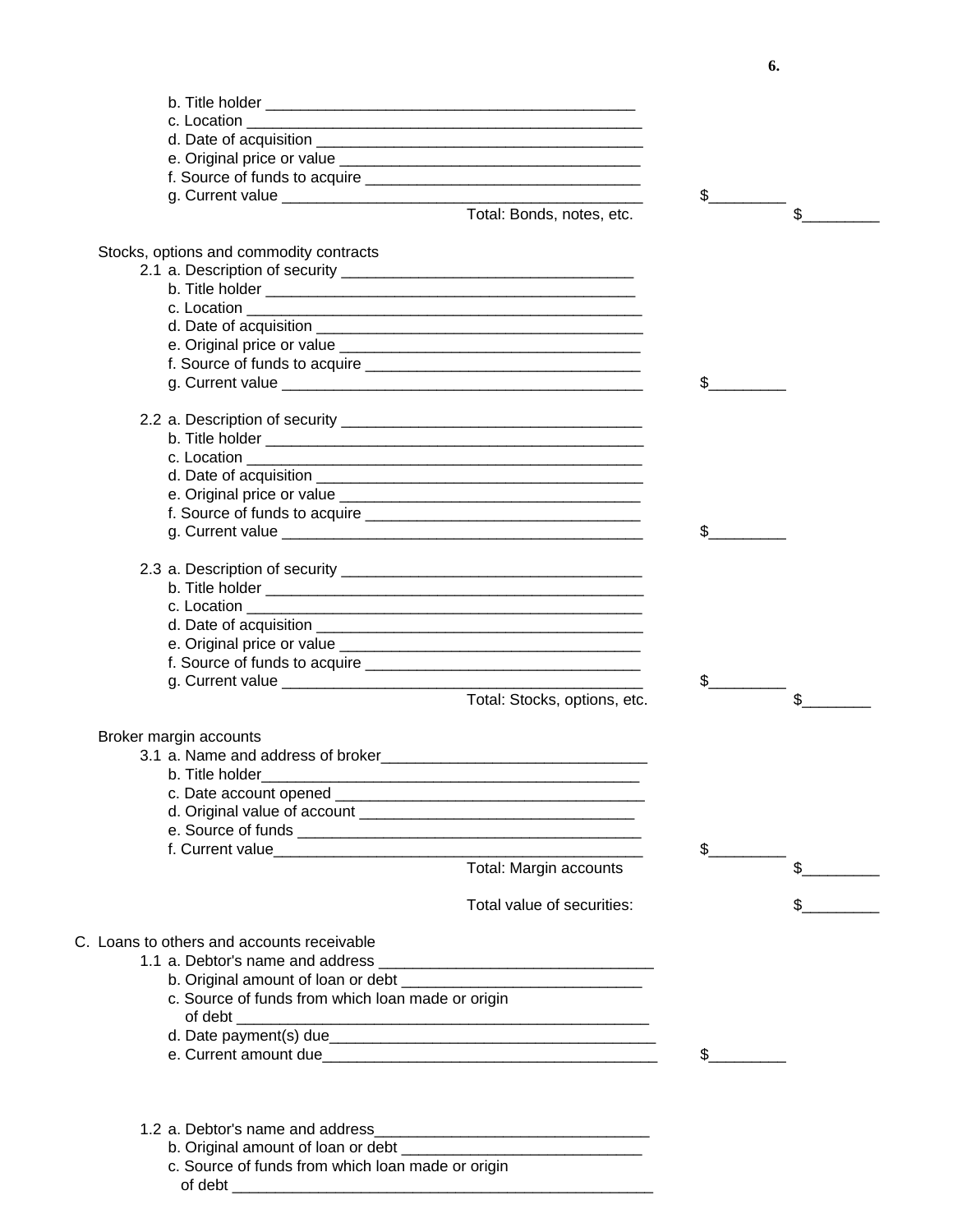b. Title holder ____________________________________________
c. Location ______________________________________________
d. Date of acquisition _____________________________________
e. Original price or value __________________________________
f. Source of funds to acquire ________________________________
g. Current value __________________________________________ $_________

Total: Bonds, notes, etc. $_________

Stocks, options and commodity contracts

2.1 a. Description of security __________________________________
b. Title holder ____________________________________________
c. Location ______________________________________________
d. Date of acquisition _____________________________________
e. Original price or value __________________________________
f. Source of funds to acquire ________________________________
g. Current value __________________________________________ $_________

2.2 a. Description of security ___________________________________
b. Title holder _____________________________________________
c. Location _______________________________________________
d. Date of acquisition ______________________________________
e. Original price or value __________________________________
f. Source of funds to acquire ________________________________
g. Current value __________________________________________ $_________

2.3 a. Description of security ___________________________________
b. Title holder _____________________________________________
c. Location _______________________________________________
d. Date of acquisition ______________________________________
e. Original price or value __________________________________
f. Source of funds to acquire ________________________________
g. Current value __________________________________________ $_________

Total: Stocks, options, etc. $________

Broker margin accounts

3.1 a. Name and address of broker________________________________
b. Title holder_____________________________________________
c. Date account opened ____________________________________
d. Original value of account ________________________________
e. Source of funds _________________________________________
f. Current value____________________________________________ $_________

Total: Margin accounts $_________

Total value of securities: $_________

C. Loans to others and accounts receivable

1.1 a. Debtor's name and address ________________________________
b. Original amount of loan or debt ____________________________
c. Source of funds from which loan made or origin of debt ________________________________________________
d. Date payment(s) due______________________________________
e. Current amount due_______________________________________ $_________

1.2 a. Debtor's name and address_________________________________
b. Original amount of loan or debt ____________________________
c. Source of funds from which loan made or origin of debt __________________________________________________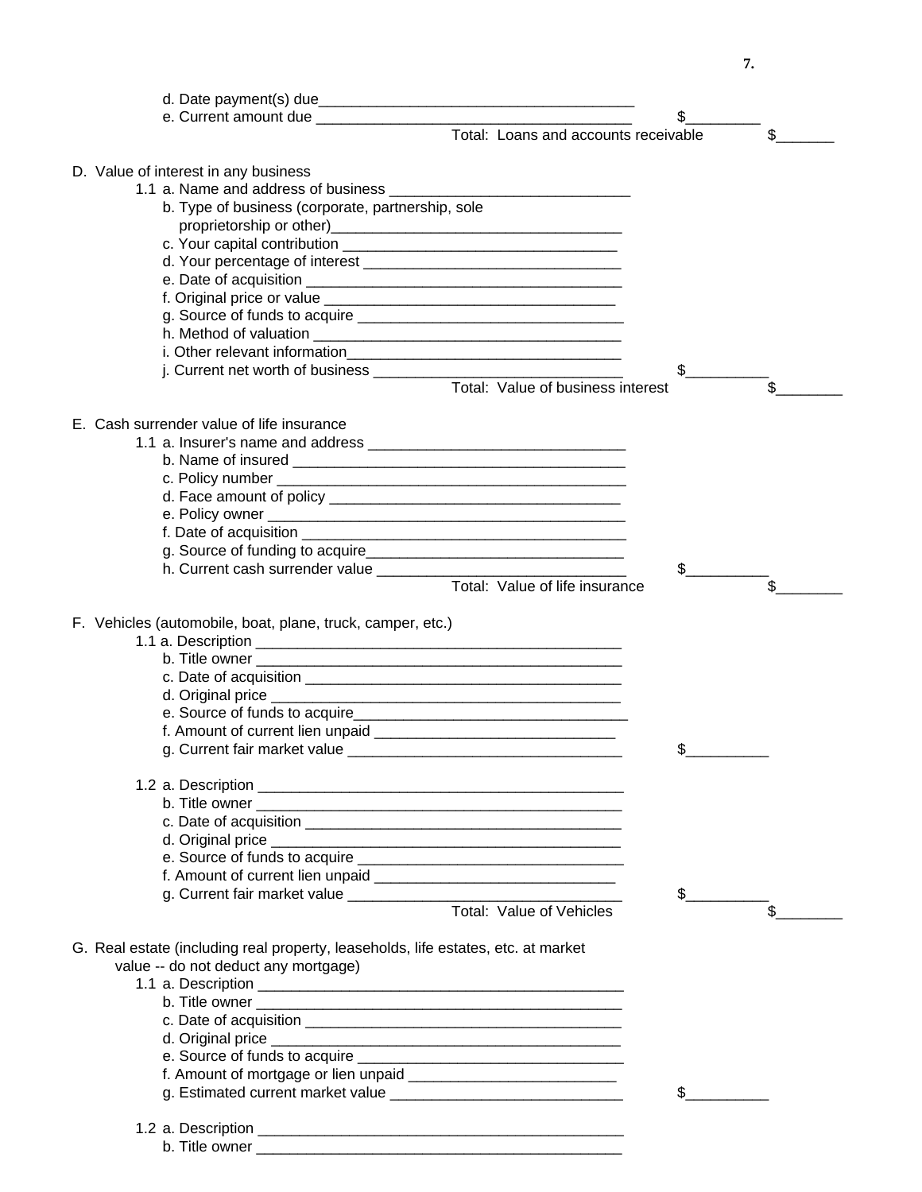d. Date payment(s) due_______________________________________

e. Current amount due _______________________________________ $_________

Total: Loans and accounts receivable $_______

D. Value of interest in any business

1.1 a. Name and address of business _____________________________

b. Type of business (corporate, partnership, sole proprietorship or other)___________________________________

c. Your capital contribution _________________________________

d. Your percentage of interest _______________________________

e. Date of acquisition ______________________________________

f. Original price or value ___________________________________

g. Source of funds to acquire ________________________________

h. Method of valuation _____________________________________

i. Other relevant information__________________________________

j. Current net worth of business ______________________________ $__________

Total: Value of business interest $________

E. Cash surrender value of life insurance

1.1 a. Insurer's name and address _______________________________

b. Name of insured ________________________________________

c. Policy number __________________________________________

d. Face amount of policy ___________________________________

e. Policy owner ___________________________________________

f. Date of acquisition ______________________________________

g. Source of funding to acquire________________________________

h. Current cash surrender value ______________________________ $__________

Total: Value of life insurance $________

F. Vehicles (automobile, boat, plane, truck, camper, etc.)

1.1 a. Description ____________________________________________

b. Title owner ____________________________________________

c. Date of acquisition _______________________________________

d. Original price ___________________________________________

e. Source of funds to acquire__________________________________

f. Amount of current lien unpaid _____________________________

g. Current fair market value __________________________________ $__________

1.2 a. Description ____________________________________________

b. Title owner ____________________________________________

c. Date of acquisition _______________________________________

d. Original price ___________________________________________

e. Source of funds to acquire ________________________________

f. Amount of current lien unpaid _____________________________

g. Current fair market value __________________________________ $__________

Total: Value of Vehicles $________

G. Real estate (including real property, leaseholds, life estates, etc. at market value -- do not deduct any mortgage)

1.1 a. Description ____________________________________________

b. Title owner ____________________________________________

c. Date of acquisition _______________________________________

d. Original price ___________________________________________

e. Source of funds to acquire ________________________________

f. Amount of mortgage or lien unpaid _________________________

g. Estimated current market value _____________________________ $__________

1.2 a. Description ____________________________________________

b. Title owner ____________________________________________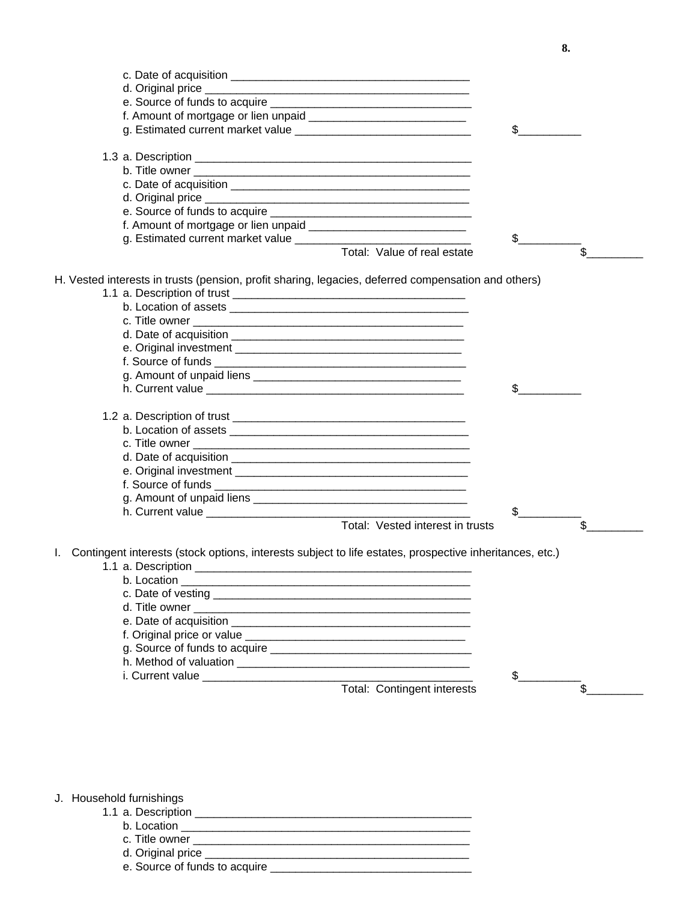c. Date of acquisition ________________________________________
d. Original price ____________________________________________
e. Source of funds to acquire _________________________________
f. Amount of mortgage or lien unpaid __________________________
g. Estimated current market value _____________________________ $__________

1.3 a. Description ______________________________________________
b. Title owner ______________________________________________
c. Date of acquisition ________________________________________
d. Original price ____________________________________________
e. Source of funds to acquire _________________________________
f. Amount of mortgage or lien unpaid __________________________
g. Estimated current market value _____________________________ $__________

Total: Value of real estate $_________

H. Vested interests in trusts (pension, profit sharing, legacies, deferred compensation and others)

1.1 a. Description of trust _______________________________________
b. Location of assets _________________________________________
c. Title owner _______________________________________________
d. Date of acquisition ________________________________________
e. Original investment _______________________________________
f. Source of funds ___________________________________________
g. Amount of unpaid liens ____________________________________
h. Current value ____________________________________________ $__________

1.2 a. Description of trust _______________________________________
b. Location of assets _________________________________________
c. Title owner _______________________________________________
d. Date of acquisition ________________________________________
e. Original investment _______________________________________
f. Source of funds ___________________________________________
g. Amount of unpaid liens ____________________________________
h. Current value ____________________________________________ $__________

Total: Vested interest in trusts $_________

I. Contingent interests (stock options, interests subject to life estates, prospective inheritances, etc.)

1.1 a. Description ______________________________________________
b. Location ________________________________________________
c. Date of vesting ___________________________________________
d. Title owner _______________________________________________
e. Date of acquisition ________________________________________
f. Original price or value ____________________________________
g. Source of funds to acquire _________________________________
h. Method of valuation ______________________________________
i. Current value _____________________________________________ $__________

Total: Contingent interests $_________

J. Household furnishings

1.1 a. Description ______________________________________________
b. Location ________________________________________________
c. Title owner _______________________________________________
d. Original price ____________________________________________
e. Source of funds to acquire _________________________________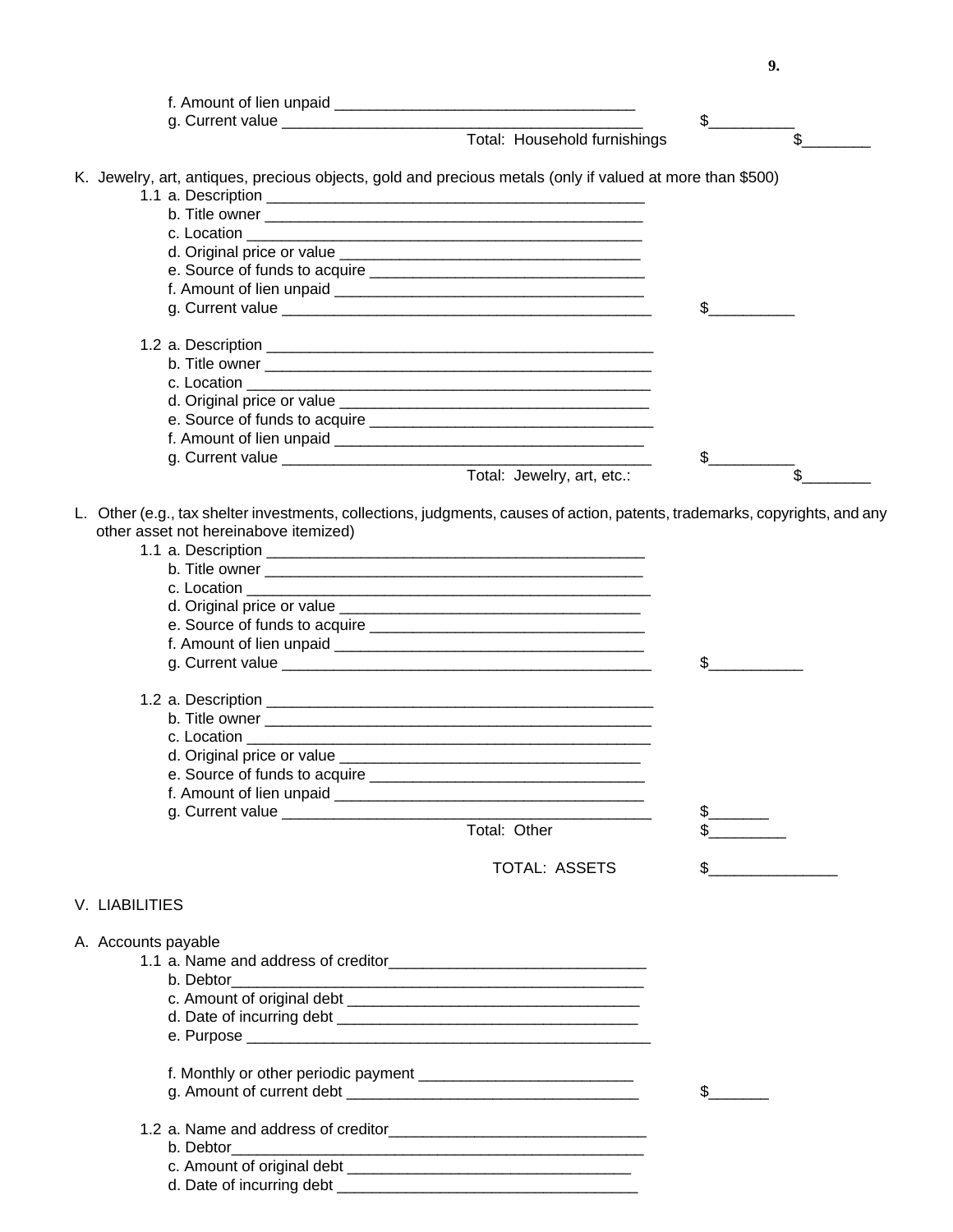f. Amount of lien unpaid ___________________________________

g. Current value ___________________________________________ $__________

Total: Household furnishings $________

K. Jewelry, art, antiques, precious objects, gold and precious metals (only if valued at more than $500)

1.1 a. Description _____________________________________________

b. Title owner _____________________________________________

c. Location ________________________________________________

d. Original price or value ___________________________________

e. Source of funds to acquire ________________________________

f. Amount of lien unpaid ____________________________________

g. Current value _____________________________________________ $__________

1.2 a. Description ______________________________________________

b. Title owner ______________________________________________

c. Location _________________________________________________

d. Original price or value ____________________________________

e. Source of funds to acquire _________________________________

f. Amount of lien unpaid ____________________________________

g. Current value _____________________________________________ $__________

Total: Jewelry, art, etc.: $________

L. Other (e.g., tax shelter investments, collections, judgments, causes of action, patents, trademarks, copyrights, and any other asset not hereinabove itemized)

1.1 a. Description _____________________________________________

b. Title owner _____________________________________________

c. Location _________________________________________________

d. Original price or value ___________________________________

e. Source of funds to acquire ________________________________

f. Amount of lien unpaid ____________________________________

g. Current value _____________________________________________ $___________

1.2 a. Description ______________________________________________

b. Title owner ______________________________________________

c. Location _________________________________________________

d. Original price or value ___________________________________

e. Source of funds to acquire ________________________________

f. Amount of lien unpaid ____________________________________

g. Current value _____________________________________________ $_______

Total: Other $_________

TOTAL: ASSETS $_______________

V. LIABILITIES

A. Accounts payable

1.1 a. Name and address of creditor______________________________

b. Debtor_________________________________________________

c. Amount of original debt __________________________________

d. Date of incurring debt ___________________________________

e. Purpose _______________________________________________

f. Monthly or other periodic payment _________________________

g. Amount of current debt __________________________________ $_______

1.2 a. Name and address of creditor______________________________

b. Debtor_________________________________________________

c. Amount of original debt _________________________________

d. Date of incurring debt ___________________________________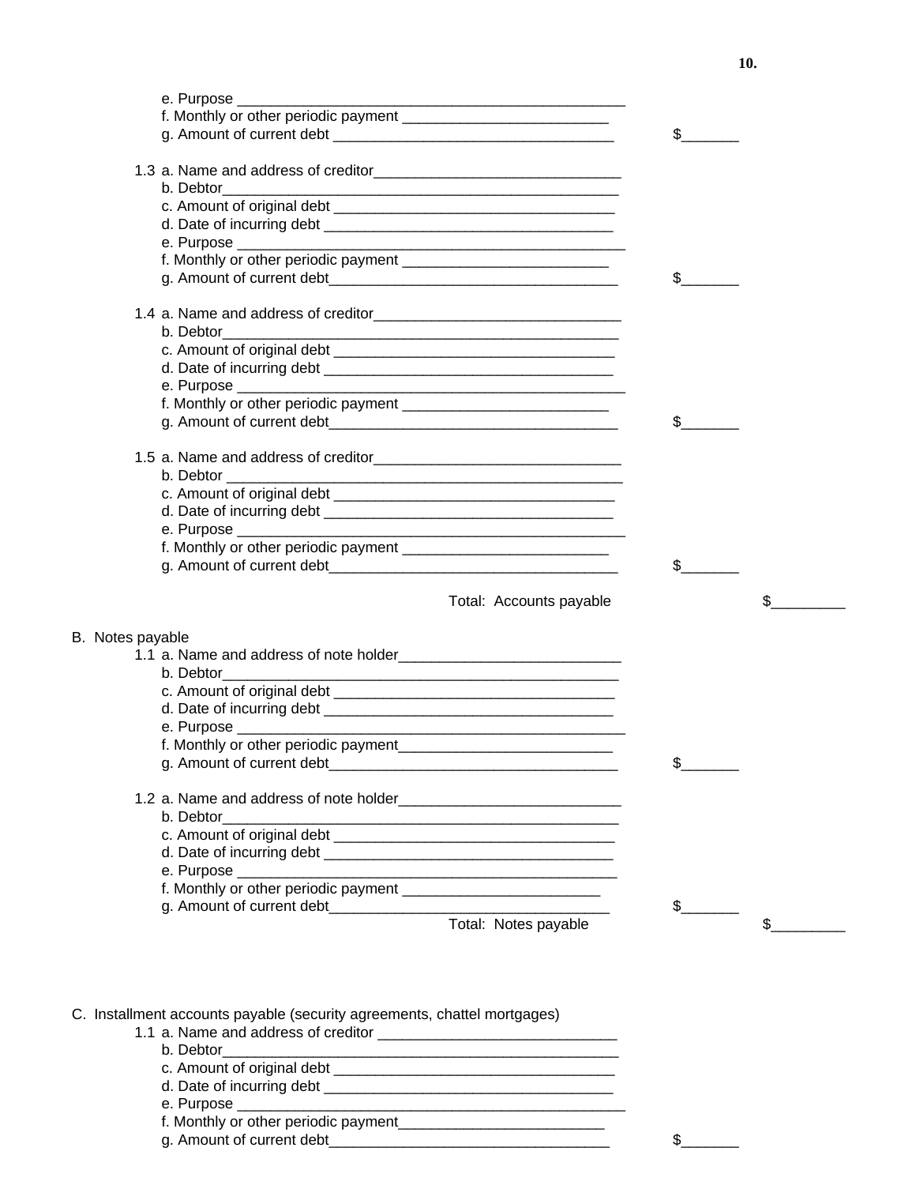e. Purpose _______________________________________________
f. Monthly or other periodic payment _________________________
g. Amount of current debt __________________________________ $_______

1.3 a. Name and address of creditor______________________________
b. Debtor________________________________________________
c. Amount of original debt __________________________________
d. Date of incurring debt ___________________________________
e. Purpose _______________________________________________
f. Monthly or other periodic payment _________________________
g. Amount of current debt___________________________________ $_______

1.4 a. Name and address of creditor______________________________
b. Debtor________________________________________________
c. Amount of original debt __________________________________
d. Date of incurring debt ___________________________________
e. Purpose _______________________________________________
f. Monthly or other periodic payment _________________________
g. Amount of current debt___________________________________ $_______

1.5 a. Name and address of creditor______________________________
b. Debtor _______________________________________________
c. Amount of original debt __________________________________
d. Date of incurring debt ___________________________________
e. Purpose _______________________________________________
f. Monthly or other periodic payment _________________________
g. Amount of current debt___________________________________ $_______

Total: Accounts payable $_________

B. Notes payable

1.1 a. Name and address of note holder___________________________
b. Debtor________________________________________________
c. Amount of original debt __________________________________
d. Date of incurring debt ___________________________________
e. Purpose _______________________________________________
f. Monthly or other periodic payment__________________________
g. Amount of current debt___________________________________ $_______

1.2 a. Name and address of note holder___________________________
b. Debtor________________________________________________
c. Amount of original debt __________________________________
d. Date of incurring debt ___________________________________
e. Purpose ______________________________________________
f. Monthly or other periodic payment ________________________
g. Amount of current debt__________________________________ $_______

Total: Notes payable $_________

C. Installment accounts payable (security agreements, chattel mortgages)

1.1 a. Name and address of creditor _____________________________
b. Debtor________________________________________________
c. Amount of original debt __________________________________
d. Date of incurring debt ___________________________________
e. Purpose _______________________________________________
f. Monthly or other periodic payment_________________________
g. Amount of current debt__________________________________ $_______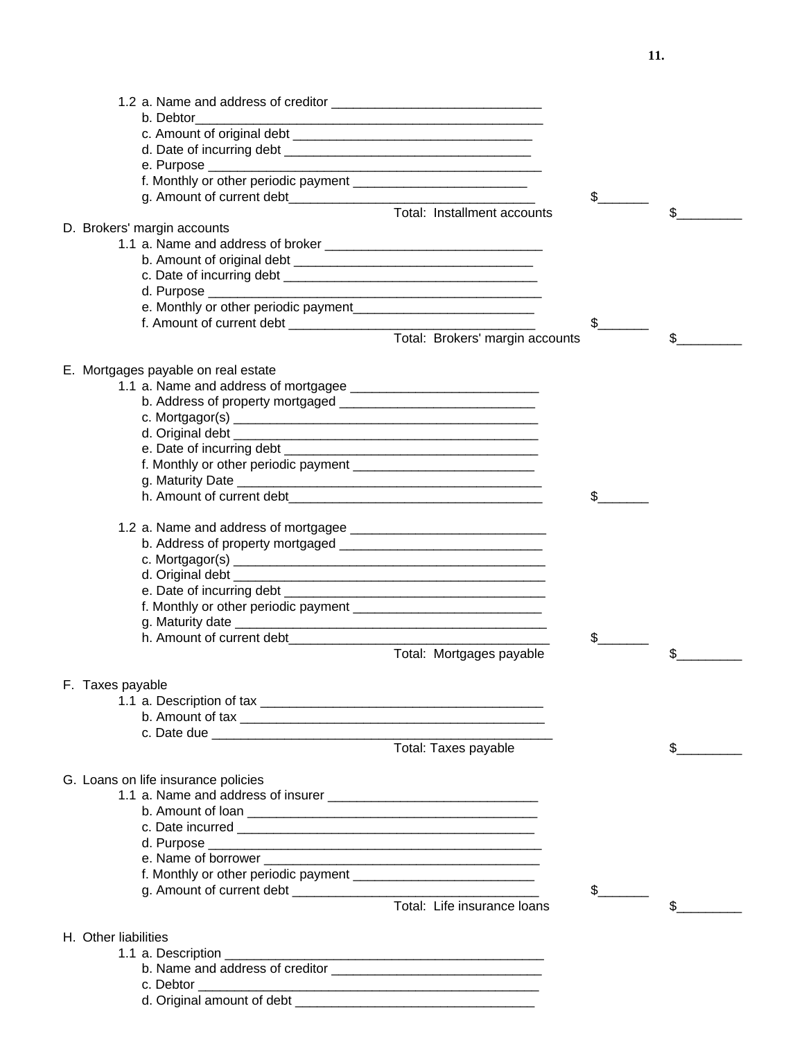1.2 a. Name and address of creditor ______________________________
b. Debtor________________________________________________
c. Amount of original debt __________________________________
d. Date of incurring debt ___________________________________
e. Purpose ________________________________________________
f. Monthly or other periodic payment _________________________
g. Amount of current debt__________________________________ $_______

Total: Installment accounts $_________

D. Brokers' margin accounts

1.1 a. Name and address of broker _______________________________
b. Amount of original debt __________________________________
c. Date of incurring debt ____________________________________
d. Purpose ________________________________________________
e. Monthly or other periodic payment_________________________
f. Amount of current debt ___________________________________ $_______

Total: Brokers' margin accounts $_________

E. Mortgages payable on real estate

1.1 a. Name and address of mortgagee ___________________________
b. Address of property mortgaged ____________________________
c. Mortgagor(s) _____________________________________________
d. Original debt _____________________________________________
e. Date of incurring debt _____________________________________
f. Monthly or other periodic payment __________________________
g. Maturity Date _____________________________________________
h. Amount of current debt_____________________________________ $_______

1.2 a. Name and address of mortgagee ____________________________
b. Address of property mortgaged _____________________________
c. Mortgagor(s) ______________________________________________
d. Original debt ______________________________________________
e. Date of incurring debt ______________________________________
f. Monthly or other periodic payment ___________________________
g. Maturity date _____________________________________________
h. Amount of current debt______________________________________ $_______

Total: Mortgages payable $_________

F. Taxes payable

1.1 a. Description of tax _________________________________________
b. Amount of tax ______________________________________________
c. Date due ___________________________________________________

Total: Taxes payable $_________

G. Loans on life insurance policies

1.1 a. Name and address of insurer ______________________________
b. Amount of loan ____________________________________________
c. Date incurred _____________________________________________
d. Purpose ___________________________________________________
e. Name of borrower __________________________________________
f. Monthly or other periodic payment __________________________
g. Amount of current debt _____________________________________ $_______

Total: Life insurance loans $_________

H. Other liabilities

1.1 a. Description _______________________________________________
b. Name and address of creditor ______________________________
c. Debtor ___________________________________________________
d. Original amount of debt __________________________________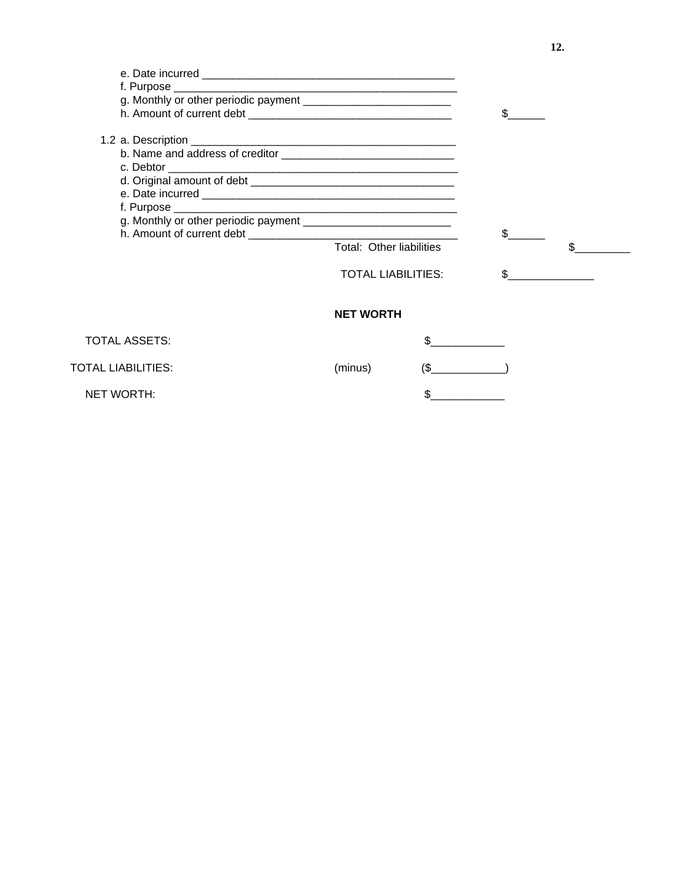e. Date incurred ________________________________________
f. Purpose _____________________________________________
g. Monthly or other periodic payment _______________________
h. Amount of current debt ________________________________ $______

1.2 a. Description __________________________________________
b. Name and address of creditor ___________________________
c. Debtor ______________________________________________
d. Original amount of debt ________________________________
e. Date incurred ________________________________________
f. Purpose _____________________________________________
g. Monthly or other periodic payment _______________________
h. Amount of current debt _________________________________ $______

Total: Other liabilities $_________

TOTAL LIABILITIES: $______________

**NET WORTH**

| | | |
|---|---|---|
| TOTAL ASSETS: | | $____________ |
| TOTAL LIABILITIES: | (minus) | ($____________) |
| NET WORTH: | | $____________ |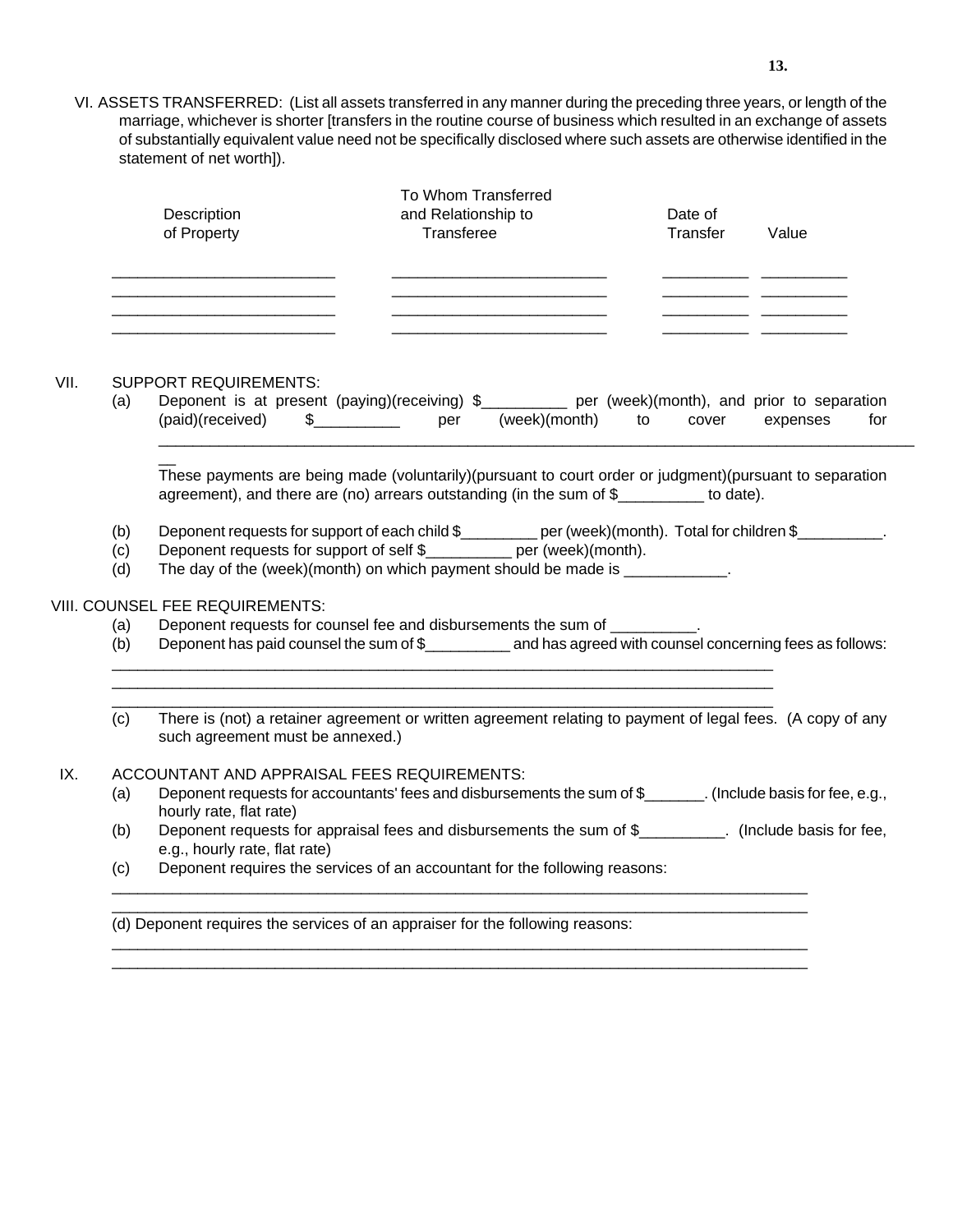VI. ASSETS TRANSFERRED: (List all assets transferred in any manner during the preceding three years, or length of the marriage, whichever is shorter [transfers in the routine course of business which resulted in an exchange of assets of substantially equivalent value need not be specifically disclosed where such assets are otherwise identified in the statement of net worth]).

| Description of Property | To Whom Transferred and Relationship to Transferee | Date of Transfer | Value |
|---|---|---|---|
| __________________________ | _________________________ | __________ | __________ |
| __________________________ | _________________________ | __________ | __________ |
| __________________________ | _________________________ | __________ | __________ |
| __________________________ | _________________________ | __________ | __________ |

VII. SUPPORT REQUIREMENTS:

(a) Deponent is at present (paying)(receiving) $__________ per (week)(month), and prior to separation (paid)(received) $__________ per (week)(month) to cover expenses for ____________________________________________________________________________________________

These payments are being made (voluntarily)(pursuant to court order or judgment)(pursuant to separation agreement), and there are (no) arrears outstanding (in the sum of $__________ to date).

(b) Deponent requests for support of each child $_________ per (week)(month). Total for children $__________.

(c) Deponent requests for support of self $__________ per (week)(month).

(d) The day of the (week)(month) on which payment should be made is ____________.

VIII. COUNSEL FEE REQUIREMENTS:

(a) Deponent requests for counsel fee and disbursements the sum of __________.

(b) Deponent has paid counsel the sum of $__________ and has agreed with counsel concerning fees as follows:
________________________________________________________________________________
________________________________________________________________________________
________________________________________________________________________________

(c) There is (not) a retainer agreement or written agreement relating to payment of legal fees. (A copy of any such agreement must be annexed.)

IX. ACCOUNTANT AND APPRAISAL FEES REQUIREMENTS:

(a) Deponent requests for accountants' fees and disbursements the sum of $_______. (Include basis for fee, e.g., hourly rate, flat rate)

(b) Deponent requests for appraisal fees and disbursements the sum of $__________. (Include basis for fee, e.g., hourly rate, flat rate)

(c) Deponent requires the services of an accountant for the following reasons:
________________________________________________________________________________
________________________________________________________________________________

(d) Deponent requires the services of an appraiser for the following reasons:
________________________________________________________________________________
________________________________________________________________________________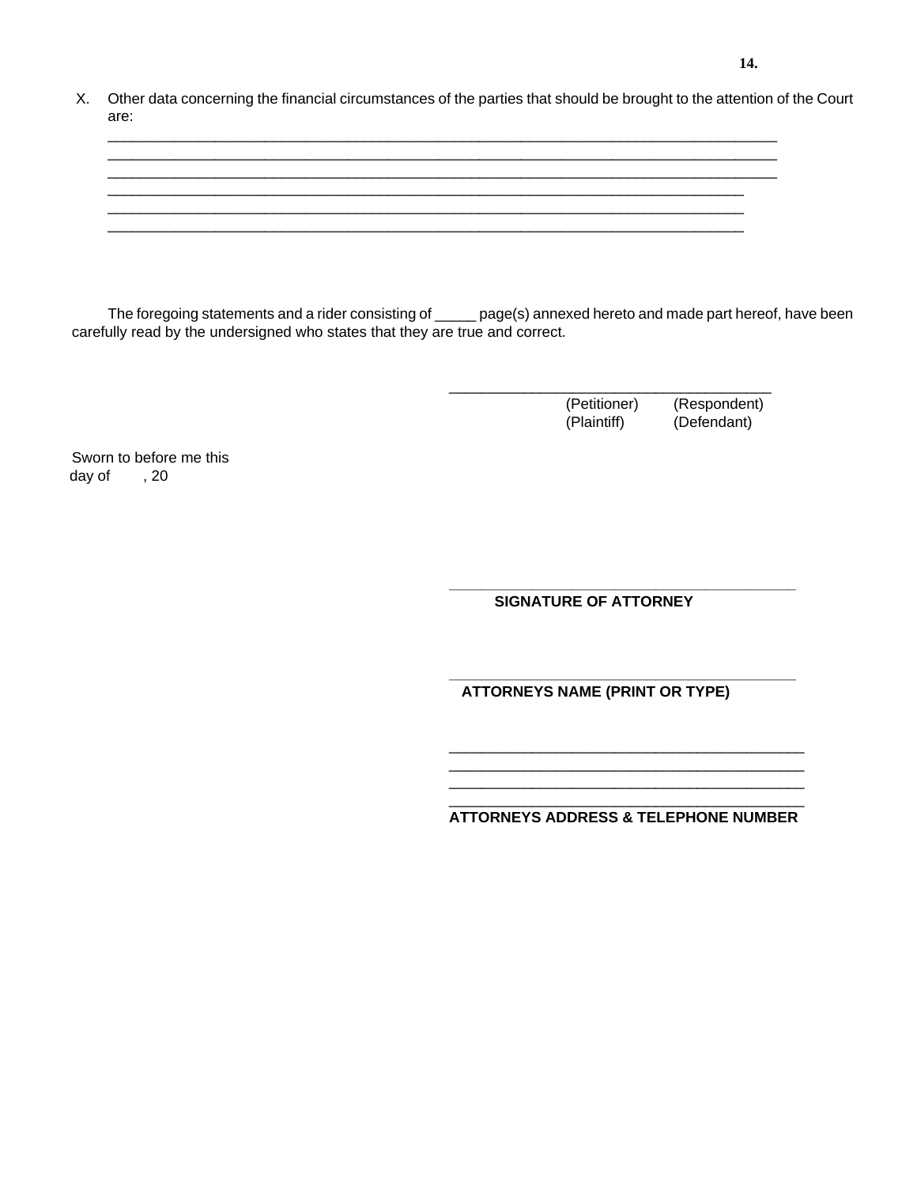X. Other data concerning the financial circumstances of the parties that should be brought to the attention of the Court are:

______________________________________________________________________________
______________________________________________________________________________
______________________________________________________________________________
______________________________________________________________________________
______________________________________________________________________________
______________________________________________________________________________

The foregoing statements and a rider consisting of _____ page(s) annexed hereto and made part hereof, have been carefully read by the undersigned who states that they are true and correct.

_____________________________________
(Petitioner) (Respondent)
(Plaintiff) (Defendant)

Sworn to before me this
day of , 20

_____________________________________
**SIGNATURE OF ATTORNEY**

_____________________________________
**ATTORNEYS NAME (PRINT OR TYPE)**

_____________________________________
_____________________________________
_____________________________________
_____________________________________
**ATTORNEYS ADDRESS & TELEPHONE NUMBER**